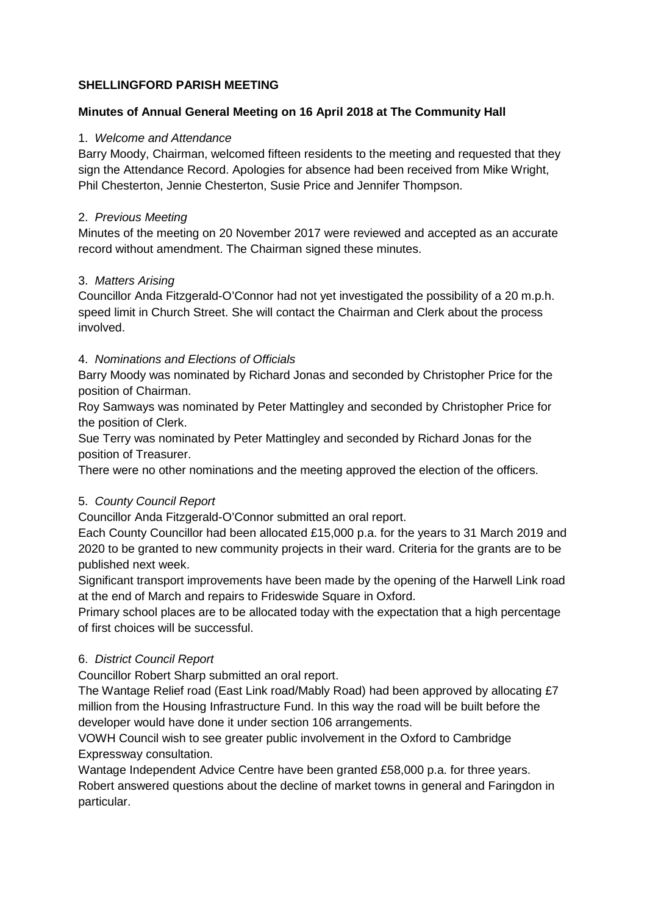# SHELLINGFORD PARISH MEETING

## Minutes of Annual General Meeting on 16 April 2018 at The Community Hall

1. *Welcome and Attendance*

Barry Moody, Chairman, welcomed fifteen residents to the meeting and requested that they sign the Attendance Record. Apologies for absence had been received from Mike Wright, Phil Chesterton, Jennie Chesterton, Susie Price and Jennifer Thompson.

2. *Previous Meeting*

Minutes of the meeting on 20 November 2017 were reviewed and accepted as an accurate record without amendment. The Chairman signed these minutes.

3. *Matters Arising*

Councillor Anda Fitzgerald-O'Connor had not yet investigated the possibility of a 20 m.p.h. speed limit in Church Street. She will contact the Chairman and Clerk about the process involved.

4. *Nominations and Elections of Officials*

Barry Moody was nominated by Richard Jonas and seconded by Christopher Price for the position of Chairman.

Roy Samways was nominated by Peter Mattingley and seconded by Christopher Price for the position of Clerk.

Sue Terry was nominated by Peter Mattingley and seconded by Richard Jonas for the position of Treasurer.

There were no other nominations and the meeting approved the election of the officers.

5. *County Council Report*

Councillor Anda Fitzgerald-O'Connor submitted an oral report.

Each County Councillor had been allocated £15,000 p.a. for the years to 31 March 2019 and 2020 to be granted to new community projects in their ward. Criteria for the grants are to be published next week.

Significant transport improvements have been made by the opening of the Harwell Link road at the end of March and repairs to Frideswide Square in Oxford.

Primary school places are to be allocated today with the expectation that a high percentage of first choices will be successful.

6. *District Council Report*

Councillor Robert Sharp submitted an oral report.

The Wantage Relief road (East Link road/Mably Road) had been approved by allocating £7 million from the Housing Infrastructure Fund. In this way the road will be built before the developer would have done it under section 106 arrangements.

VOWH Council wish to see greater public involvement in the Oxford to Cambridge Expressway consultation.

Wantage Independent Advice Centre have been granted £58,000 p.a. for three years.

Robert answered questions about the decline of market towns in general and Faringdon in particular.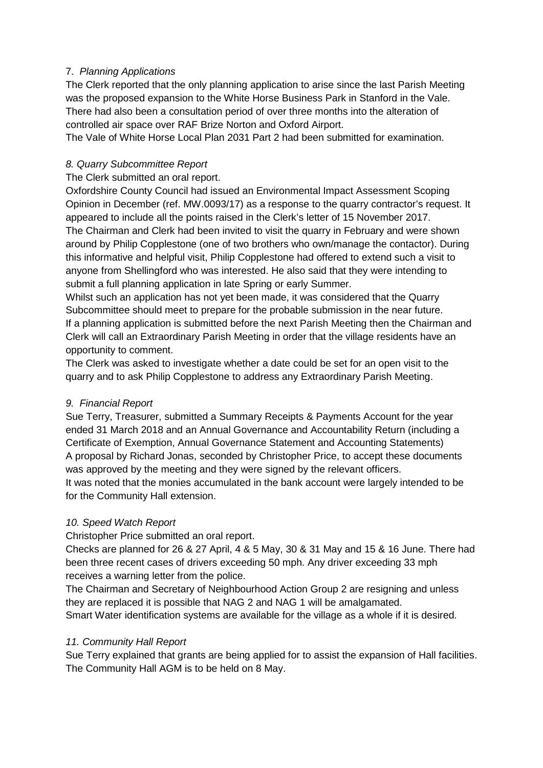7. *Planning Applications*

The Clerk reported that the only planning application to arise since the last Parish Meeting was the proposed expansion to the White Horse Business Park in Stanford in the Vale. There had also been a consultation period of over three months into the alteration of controlled air space over RAF Brize Norton and Oxford Airport.
The Vale of White Horse Local Plan 2031 Part 2 had been submitted for examination.

*8. Quarry Subcommittee Report*

The Clerk submitted an oral report.
Oxfordshire County Council had issued an Environmental Impact Assessment Scoping Opinion in December (ref. MW.0093/17) as a response to the quarry contractor's request. It appeared to include all the points raised in the Clerk's letter of 15 November 2017.
The Chairman and Clerk had been invited to visit the quarry in February and were shown around by Philip Copplestone (one of two brothers who own/manage the contactor). During this informative and helpful visit, Philip Copplestone had offered to extend such a visit to anyone from Shellingford who was interested. He also said that they were intending to submit a full planning application in late Spring or early Summer.
Whilst such an application has not yet been made, it was considered that the Quarry Subcommittee should meet to prepare for the probable submission in the near future.
If a planning application is submitted before the next Parish Meeting then the Chairman and Clerk will call an Extraordinary Parish Meeting in order that the village residents have an opportunity to comment.
The Clerk was asked to investigate whether a date could be set for an open visit to the quarry and to ask Philip Copplestone to address any Extraordinary Parish Meeting.

*9. Financial Report*

Sue Terry, Treasurer, submitted a Summary Receipts & Payments Account for the year ended 31 March 2018 and an Annual Governance and Accountability Return (including a Certificate of Exemption, Annual Governance Statement and Accounting Statements)
A proposal by Richard Jonas, seconded by Christopher Price, to accept these documents was approved by the meeting and they were signed by the relevant officers.
It was noted that the monies accumulated in the bank account were largely intended to be for the Community Hall extension.

*10. Speed Watch Report*

Christopher Price submitted an oral report.
Checks are planned for 26 & 27 April, 4 & 5 May, 30 & 31 May and 15 & 16 June. There had been three recent cases of drivers exceeding 50 mph. Any driver exceeding 33 mph receives a warning letter from the police.
The Chairman and Secretary of Neighbourhood Action Group 2 are resigning and unless they are replaced it is possible that NAG 2 and NAG 1 will be amalgamated.
Smart Water identification systems are available for the village as a whole if it is desired.

*11. Community Hall Report*

Sue Terry explained that grants are being applied for to assist the expansion of Hall facilities.
The Community Hall AGM is to be held on 8 May.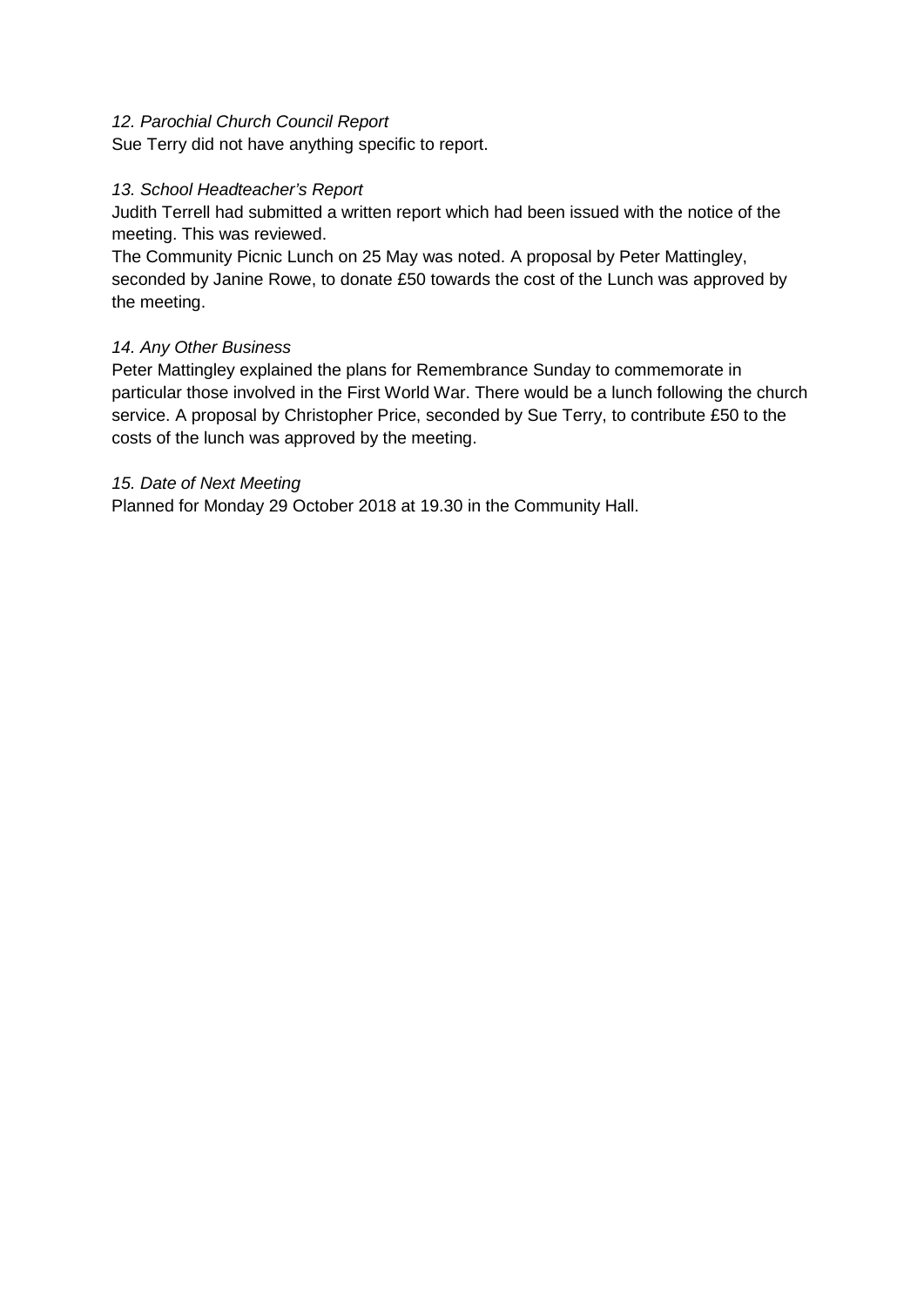*12. Parochial Church Council Report*

Sue Terry did not have anything specific to report.

*13. School Headteacher's Report*

Judith Terrell had submitted a written report which had been issued with the notice of the meeting. This was reviewed.

The Community Picnic Lunch on 25 May was noted. A proposal by Peter Mattingley, seconded by Janine Rowe, to donate £50 towards the cost of the Lunch was approved by the meeting.

*14. Any Other Business*

Peter Mattingley explained the plans for Remembrance Sunday to commemorate in particular those involved in the First World War. There would be a lunch following the church service. A proposal by Christopher Price, seconded by Sue Terry, to contribute £50 to the costs of the lunch was approved by the meeting.

*15. Date of Next Meeting*

Planned for Monday 29 October 2018 at 19.30 in the Community Hall.